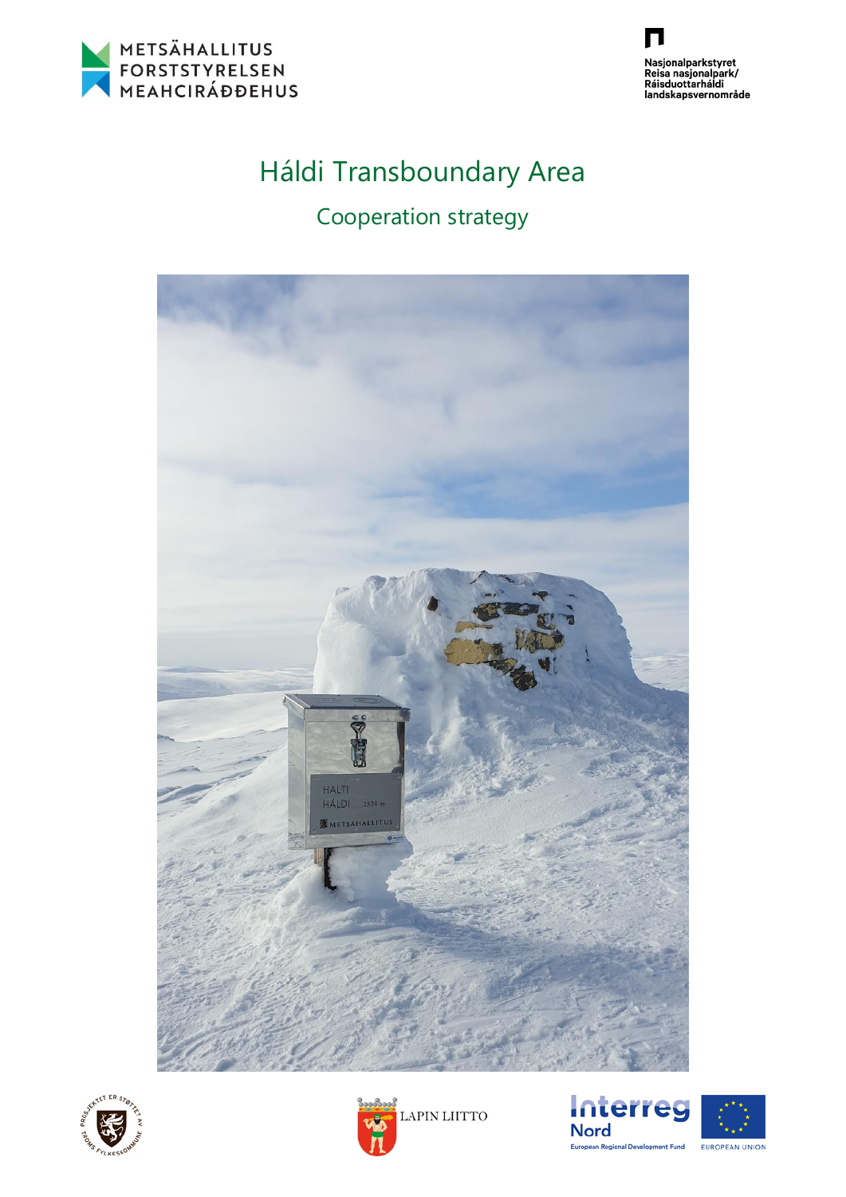METSÄHALLITUS
FORSTSTYRELSEN
MEAHCIRÁĐĐEHUS

Nasjonalparkstyret
Reisa nasjonalpark/
Ráisduottarháldi
landskapsvernområde

# Háldi Transboundary Area

## Cooperation strategy

PROSJEKTET ER STØTTET AV TROMS FYLKESKOMMUNE

LAPIN LIITTO

Interreg Nord
European Regional Development Fund

EUROPEAN UNION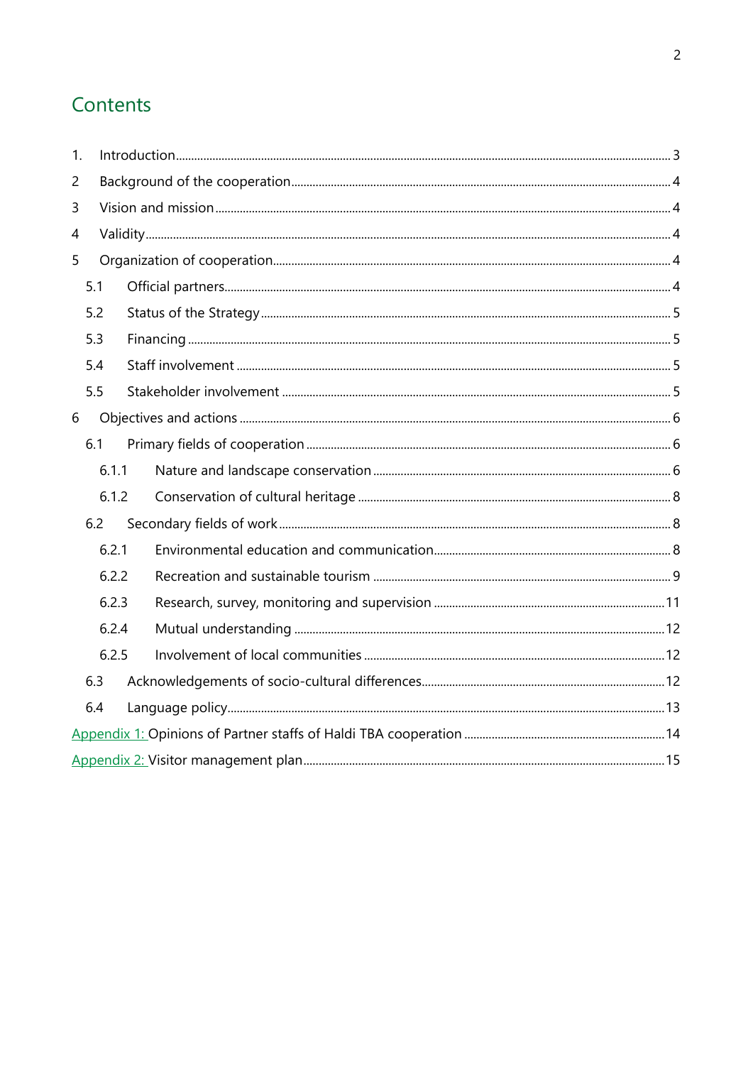# Contents

1. Introduction ..... 3
2. Background of the cooperation ..... 4
3. Vision and mission ..... 4
4. Validity ..... 4
5. Organization of cooperation ..... 4
   - 5.1 Official partners ..... 4
   - 5.2 Status of the Strategy ..... 5
   - 5.3 Financing ..... 5
   - 5.4 Staff involvement ..... 5
   - 5.5 Stakeholder involvement ..... 5
6. Objectives and actions ..... 6
   - 6.1 Primary fields of cooperation ..... 6
     - 6.1.1 Nature and landscape conservation ..... 6
     - 6.1.2 Conservation of cultural heritage ..... 8
   - 6.2 Secondary fields of work ..... 8
     - 6.2.1 Environmental education and communication ..... 8
     - 6.2.2 Recreation and sustainable tourism ..... 9
     - 6.2.3 Research, survey, monitoring and supervision ..... 11
     - 6.2.4 Mutual understanding ..... 12
     - 6.2.5 Involvement of local communities ..... 12
   - 6.3 Acknowledgements of socio-cultural differences ..... 12
   - 6.4 Language policy ..... 13

Appendix 1: Opinions of Partner staffs of Haldi TBA cooperation ..... 14

Appendix 2: Visitor management plan ..... 15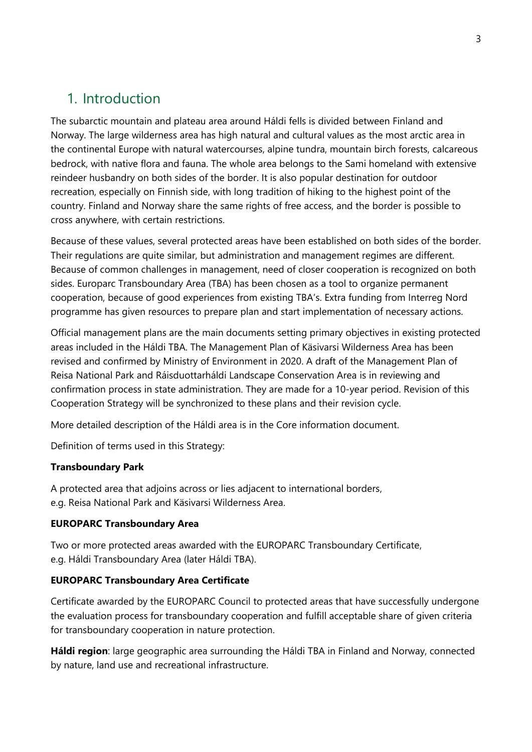# 1. Introduction

The subarctic mountain and plateau area around Háldi fells is divided between Finland and Norway. The large wilderness area has high natural and cultural values as the most arctic area in the continental Europe with natural watercourses, alpine tundra, mountain birch forests, calcareous bedrock, with native flora and fauna. The whole area belongs to the Sami homeland with extensive reindeer husbandry on both sides of the border. It is also popular destination for outdoor recreation, especially on Finnish side, with long tradition of hiking to the highest point of the country. Finland and Norway share the same rights of free access, and the border is possible to cross anywhere, with certain restrictions.

Because of these values, several protected areas have been established on both sides of the border. Their regulations are quite similar, but administration and management regimes are different. Because of common challenges in management, need of closer cooperation is recognized on both sides. Europarc Transboundary Area (TBA) has been chosen as a tool to organize permanent cooperation, because of good experiences from existing TBA's. Extra funding from Interreg Nord programme has given resources to prepare plan and start implementation of necessary actions.

Official management plans are the main documents setting primary objectives in existing protected areas included in the Háldi TBA. The Management Plan of Käsivarsi Wilderness Area has been revised and confirmed by Ministry of Environment in 2020. A draft of the Management Plan of Reisa National Park and Ráisduottarháldi Landscape Conservation Area is in reviewing and confirmation process in state administration. They are made for a 10-year period. Revision of this Cooperation Strategy will be synchronized to these plans and their revision cycle.

More detailed description of the Háldi area is in the Core information document.

Definition of terms used in this Strategy:

**Transboundary Park**

A protected area that adjoins across or lies adjacent to international borders,
e.g. Reisa National Park and Käsivarsi Wilderness Area.

**EUROPARC Transboundary Area**

Two or more protected areas awarded with the EUROPARC Transboundary Certificate,
e.g. Háldi Transboundary Area (later Háldi TBA).

**EUROPARC Transboundary Area Certificate**

Certificate awarded by the EUROPARC Council to protected areas that have successfully undergone the evaluation process for transboundary cooperation and fulfill acceptable share of given criteria for transboundary cooperation in nature protection.

**Háldi region**: large geographic area surrounding the Háldi TBA in Finland and Norway, connected by nature, land use and recreational infrastructure.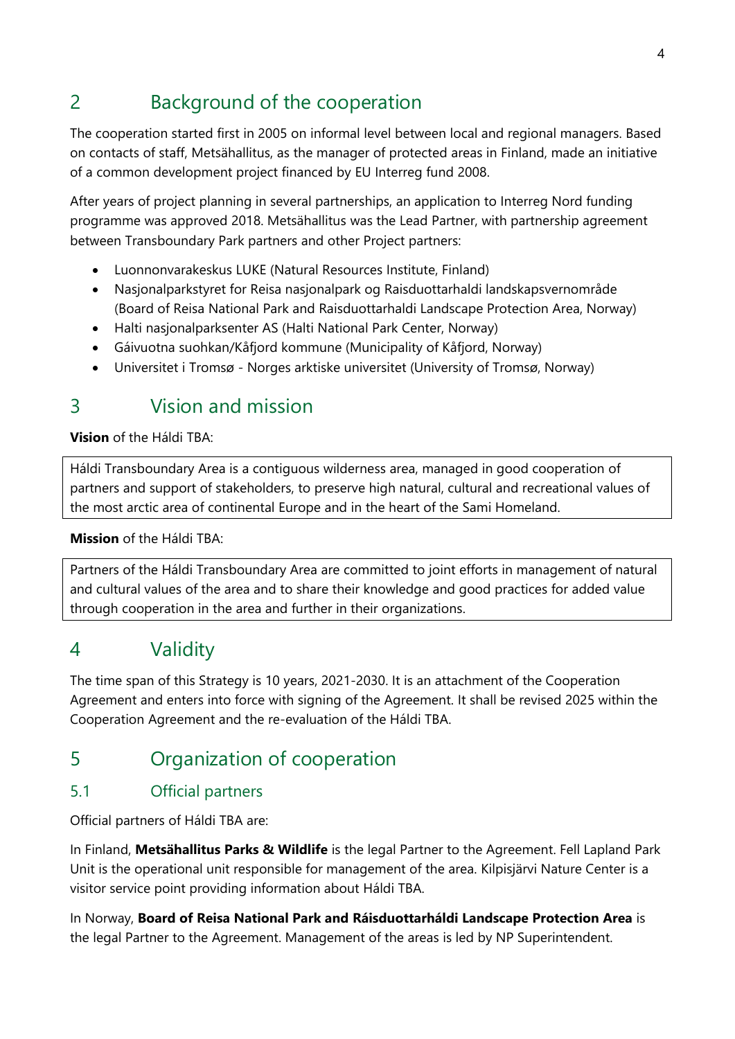## 2 Background of the cooperation

The cooperation started first in 2005 on informal level between local and regional managers. Based on contacts of staff, Metsähallitus, as the manager of protected areas in Finland, made an initiative of a common development project financed by EU Interreg fund 2008.

After years of project planning in several partnerships, an application to Interreg Nord funding programme was approved 2018. Metsähallitus was the Lead Partner, with partnership agreement between Transboundary Park partners and other Project partners:

- Luonnonvarakeskus LUKE (Natural Resources Institute, Finland)
- Nasjonalparkstyret for Reisa nasjonalpark og Raisduottarhaldi landskapsvernområde (Board of Reisa National Park and Raisduottarhaldi Landscape Protection Area, Norway)
- Halti nasjonalparksenter AS (Halti National Park Center, Norway)
- Gáivuotna suohkan/Kåfjord kommune (Municipality of Kåfjord, Norway)
- Universitet i Tromsø - Norges arktiske universitet (University of Tromsø, Norway)

## 3 Vision and mission

**Vision** of the Háldi TBA:

> Háldi Transboundary Area is a contiguous wilderness area, managed in good cooperation of partners and support of stakeholders, to preserve high natural, cultural and recreational values of the most arctic area of continental Europe and in the heart of the Sami Homeland.

**Mission** of the Háldi TBA:

> Partners of the Háldi Transboundary Area are committed to joint efforts in management of natural and cultural values of the area and to share their knowledge and good practices for added value through cooperation in the area and further in their organizations.

## 4 Validity

The time span of this Strategy is 10 years, 2021-2030. It is an attachment of the Cooperation Agreement and enters into force with signing of the Agreement. It shall be revised 2025 within the Cooperation Agreement and the re-evaluation of the Háldi TBA.

## 5 Organization of cooperation

### 5.1 Official partners

Official partners of Háldi TBA are:

In Finland, **Metsähallitus Parks & Wildlife** is the legal Partner to the Agreement. Fell Lapland Park Unit is the operational unit responsible for management of the area. Kilpisjärvi Nature Center is a visitor service point providing information about Háldi TBA.

In Norway, **Board of Reisa National Park and Ráisduottarháldi Landscape Protection Area** is the legal Partner to the Agreement. Management of the areas is led by NP Superintendent.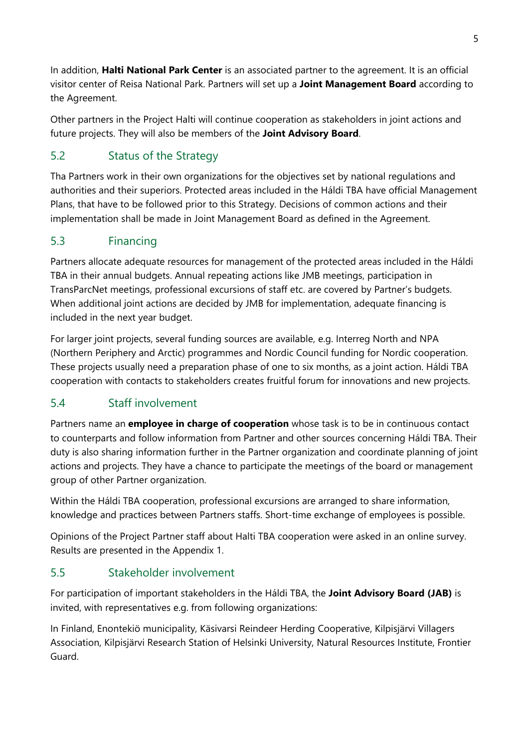In addition, **Halti National Park Center** is an associated partner to the agreement. It is an official visitor center of Reisa National Park. Partners will set up a **Joint Management Board** according to the Agreement.

Other partners in the Project Halti will continue cooperation as stakeholders in joint actions and future projects. They will also be members of the **Joint Advisory Board**.

## 5.2 Status of the Strategy

Tha Partners work in their own organizations for the objectives set by national regulations and authorities and their superiors. Protected areas included in the Háldi TBA have official Management Plans, that have to be followed prior to this Strategy. Decisions of common actions and their implementation shall be made in Joint Management Board as defined in the Agreement.

## 5.3 Financing

Partners allocate adequate resources for management of the protected areas included in the Háldi TBA in their annual budgets. Annual repeating actions like JMB meetings, participation in TransParcNet meetings, professional excursions of staff etc. are covered by Partner's budgets. When additional joint actions are decided by JMB for implementation, adequate financing is included in the next year budget.

For larger joint projects, several funding sources are available, e.g. Interreg North and NPA (Northern Periphery and Arctic) programmes and Nordic Council funding for Nordic cooperation. These projects usually need a preparation phase of one to six months, as a joint action. Háldi TBA cooperation with contacts to stakeholders creates fruitful forum for innovations and new projects.

## 5.4 Staff involvement

Partners name an **employee in charge of cooperation** whose task is to be in continuous contact to counterparts and follow information from Partner and other sources concerning Háldi TBA. Their duty is also sharing information further in the Partner organization and coordinate planning of joint actions and projects. They have a chance to participate the meetings of the board or management group of other Partner organization.

Within the Háldi TBA cooperation, professional excursions are arranged to share information, knowledge and practices between Partners staffs. Short-time exchange of employees is possible.

Opinions of the Project Partner staff about Halti TBA cooperation were asked in an online survey. Results are presented in the Appendix 1.

## 5.5 Stakeholder involvement

For participation of important stakeholders in the Háldi TBA, the **Joint Advisory Board (JAB)** is invited, with representatives e.g. from following organizations:

In Finland, Enontekiö municipality, Käsivarsi Reindeer Herding Cooperative, Kilpisjärvi Villagers Association, Kilpisjärvi Research Station of Helsinki University, Natural Resources Institute, Frontier Guard.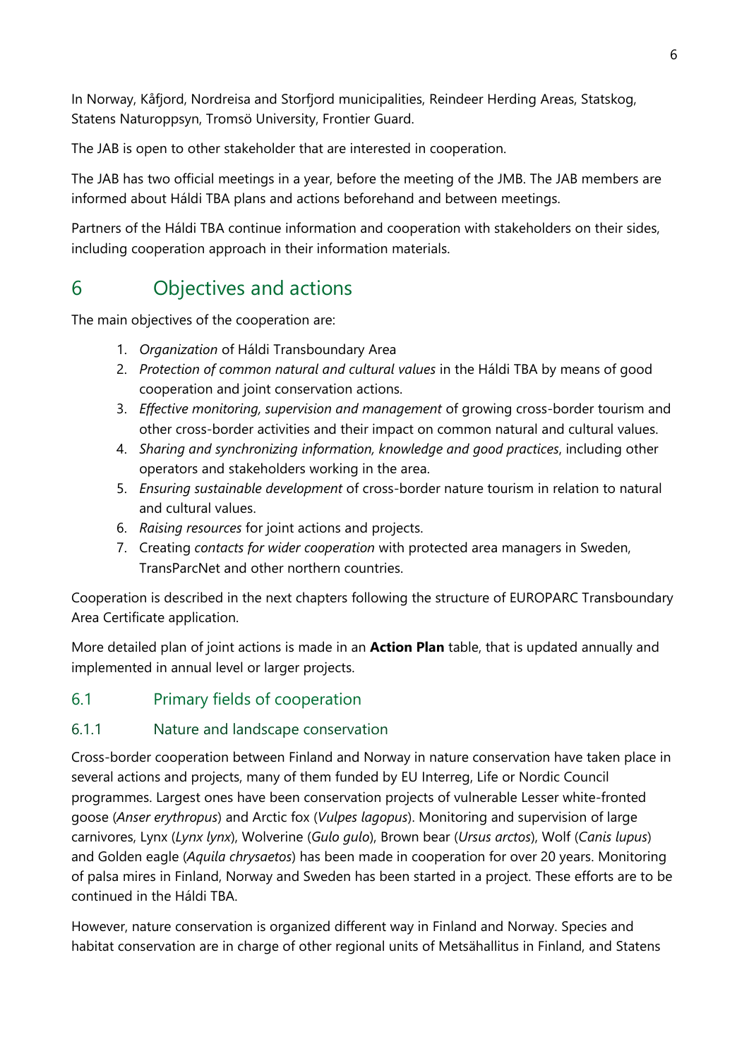In Norway, Kåfjord, Nordreisa and Storfjord municipalities, Reindeer Herding Areas, Statskog, Statens Naturoppsyn, Tromsö University, Frontier Guard.

The JAB is open to other stakeholder that are interested in cooperation.

The JAB has two official meetings in a year, before the meeting of the JMB. The JAB members are informed about Háldi TBA plans and actions beforehand and between meetings.

Partners of the Háldi TBA continue information and cooperation with stakeholders on their sides, including cooperation approach in their information materials.

# 6 Objectives and actions

The main objectives of the cooperation are:

1. *Organization* of Háldi Transboundary Area
2. *Protection of common natural and cultural values* in the Háldi TBA by means of good cooperation and joint conservation actions.
3. *Effective monitoring, supervision and management* of growing cross-border tourism and other cross-border activities and their impact on common natural and cultural values.
4. *Sharing and synchronizing information, knowledge and good practices*, including other operators and stakeholders working in the area.
5. *Ensuring sustainable development* of cross-border nature tourism in relation to natural and cultural values.
6. *Raising resources* for joint actions and projects.
7. Creating *contacts for wider cooperation* with protected area managers in Sweden, TransParcNet and other northern countries.

Cooperation is described in the next chapters following the structure of EUROPARC Transboundary Area Certificate application.

More detailed plan of joint actions is made in an **Action Plan** table, that is updated annually and implemented in annual level or larger projects.

## 6.1 Primary fields of cooperation

### 6.1.1 Nature and landscape conservation

Cross-border cooperation between Finland and Norway in nature conservation have taken place in several actions and projects, many of them funded by EU Interreg, Life or Nordic Council programmes. Largest ones have been conservation projects of vulnerable Lesser white-fronted goose (*Anser erythropus*) and Arctic fox (*Vulpes lagopus*). Monitoring and supervision of large carnivores, Lynx (*Lynx lynx*), Wolverine (*Gulo gulo*), Brown bear (*Ursus arctos*), Wolf (*Canis lupus*) and Golden eagle (*Aquila chrysaetos*) has been made in cooperation for over 20 years. Monitoring of palsa mires in Finland, Norway and Sweden has been started in a project. These efforts are to be continued in the Háldi TBA.

However, nature conservation is organized different way in Finland and Norway. Species and habitat conservation are in charge of other regional units of Metsähallitus in Finland, and Statens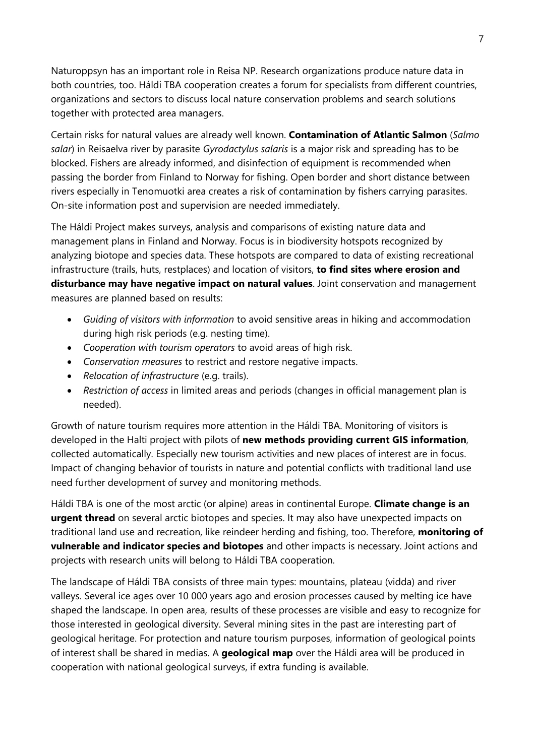Naturoppsyn has an important role in Reisa NP. Research organizations produce nature data in both countries, too. Háldi TBA cooperation creates a forum for specialists from different countries, organizations and sectors to discuss local nature conservation problems and search solutions together with protected area managers.

Certain risks for natural values are already well known. **Contamination of Atlantic Salmon** (*Salmo salar*) in Reisaelva river by parasite *Gyrodactylus salaris* is a major risk and spreading has to be blocked. Fishers are already informed, and disinfection of equipment is recommended when passing the border from Finland to Norway for fishing. Open border and short distance between rivers especially in Tenomuotki area creates a risk of contamination by fishers carrying parasites. On-site information post and supervision are needed immediately.

The Háldi Project makes surveys, analysis and comparisons of existing nature data and management plans in Finland and Norway. Focus is in biodiversity hotspots recognized by analyzing biotope and species data. These hotspots are compared to data of existing recreational infrastructure (trails, huts, restplaces) and location of visitors, **to find sites where erosion and disturbance may have negative impact on natural values**. Joint conservation and management measures are planned based on results:

- *Guiding of visitors with information* to avoid sensitive areas in hiking and accommodation during high risk periods (e.g. nesting time).
- *Cooperation with tourism operators* to avoid areas of high risk.
- *Conservation measures* to restrict and restore negative impacts.
- *Relocation of infrastructure* (e.g. trails).
- *Restriction of access* in limited areas and periods (changes in official management plan is needed).

Growth of nature tourism requires more attention in the Háldi TBA. Monitoring of visitors is developed in the Halti project with pilots of **new methods providing current GIS information**, collected automatically. Especially new tourism activities and new places of interest are in focus. Impact of changing behavior of tourists in nature and potential conflicts with traditional land use need further development of survey and monitoring methods.

Háldi TBA is one of the most arctic (or alpine) areas in continental Europe. **Climate change is an urgent thread** on several arctic biotopes and species. It may also have unexpected impacts on traditional land use and recreation, like reindeer herding and fishing, too. Therefore, **monitoring of vulnerable and indicator species and biotopes** and other impacts is necessary. Joint actions and projects with research units will belong to Háldi TBA cooperation.

The landscape of Háldi TBA consists of three main types: mountains, plateau (vidda) and river valleys. Several ice ages over 10 000 years ago and erosion processes caused by melting ice have shaped the landscape. In open area, results of these processes are visible and easy to recognize for those interested in geological diversity. Several mining sites in the past are interesting part of geological heritage. For protection and nature tourism purposes, information of geological points of interest shall be shared in medias. A **geological map** over the Háldi area will be produced in cooperation with national geological surveys, if extra funding is available.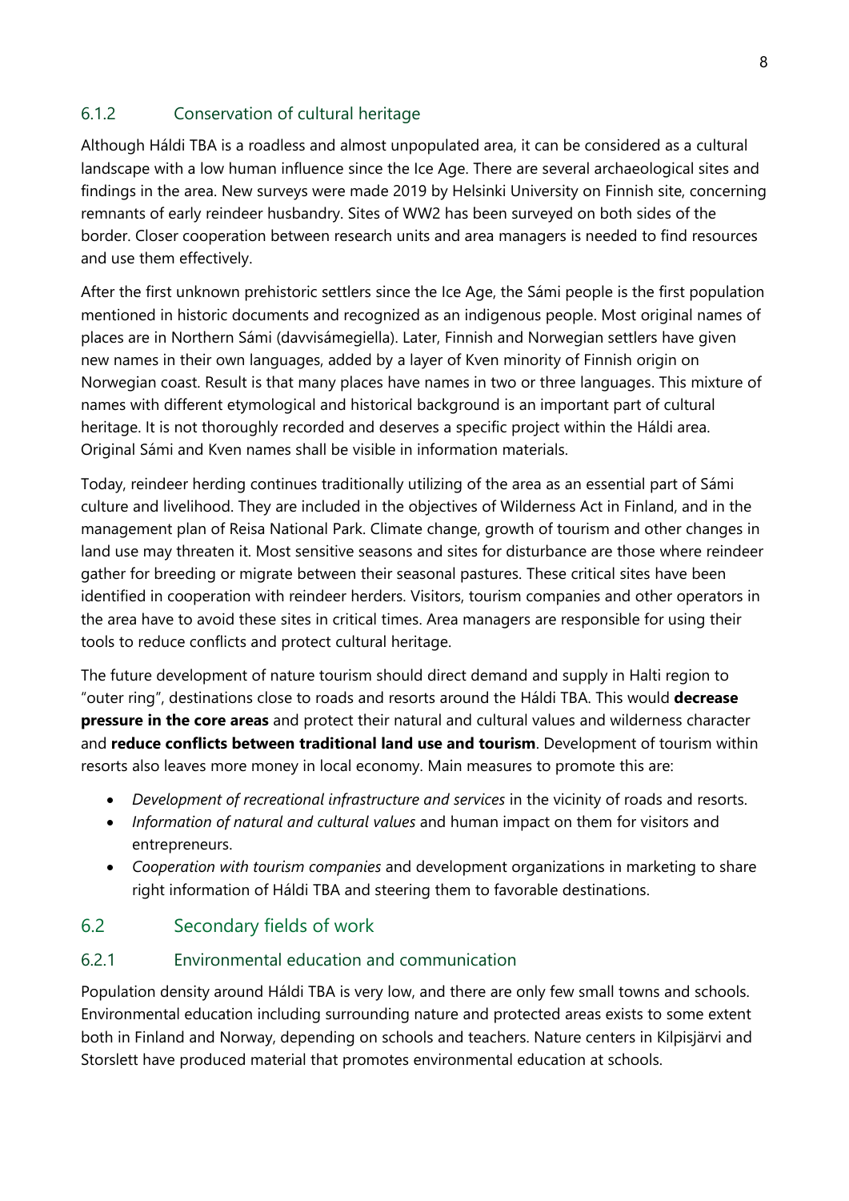### 6.1.2 Conservation of cultural heritage

Although Háldi TBA is a roadless and almost unpopulated area, it can be considered as a cultural landscape with a low human influence since the Ice Age. There are several archaeological sites and findings in the area. New surveys were made 2019 by Helsinki University on Finnish site, concerning remnants of early reindeer husbandry. Sites of WW2 has been surveyed on both sides of the border. Closer cooperation between research units and area managers is needed to find resources and use them effectively.

After the first unknown prehistoric settlers since the Ice Age, the Sámi people is the first population mentioned in historic documents and recognized as an indigenous people. Most original names of places are in Northern Sámi (davvisámegiella). Later, Finnish and Norwegian settlers have given new names in their own languages, added by a layer of Kven minority of Finnish origin on Norwegian coast. Result is that many places have names in two or three languages. This mixture of names with different etymological and historical background is an important part of cultural heritage. It is not thoroughly recorded and deserves a specific project within the Háldi area. Original Sámi and Kven names shall be visible in information materials.

Today, reindeer herding continues traditionally utilizing of the area as an essential part of Sámi culture and livelihood. They are included in the objectives of Wilderness Act in Finland, and in the management plan of Reisa National Park. Climate change, growth of tourism and other changes in land use may threaten it. Most sensitive seasons and sites for disturbance are those where reindeer gather for breeding or migrate between their seasonal pastures. These critical sites have been identified in cooperation with reindeer herders. Visitors, tourism companies and other operators in the area have to avoid these sites in critical times. Area managers are responsible for using their tools to reduce conflicts and protect cultural heritage.

The future development of nature tourism should direct demand and supply in Halti region to "outer ring", destinations close to roads and resorts around the Háldi TBA. This would **decrease pressure in the core areas** and protect their natural and cultural values and wilderness character and **reduce conflicts between traditional land use and tourism**. Development of tourism within resorts also leaves more money in local economy. Main measures to promote this are:

- *Development of recreational infrastructure and services* in the vicinity of roads and resorts.
- *Information of natural and cultural values* and human impact on them for visitors and entrepreneurs.
- *Cooperation with tourism companies* and development organizations in marketing to share right information of Háldi TBA and steering them to favorable destinations.

## 6.2 Secondary fields of work

### 6.2.1 Environmental education and communication

Population density around Háldi TBA is very low, and there are only few small towns and schools. Environmental education including surrounding nature and protected areas exists to some extent both in Finland and Norway, depending on schools and teachers. Nature centers in Kilpisjärvi and Storslett have produced material that promotes environmental education at schools.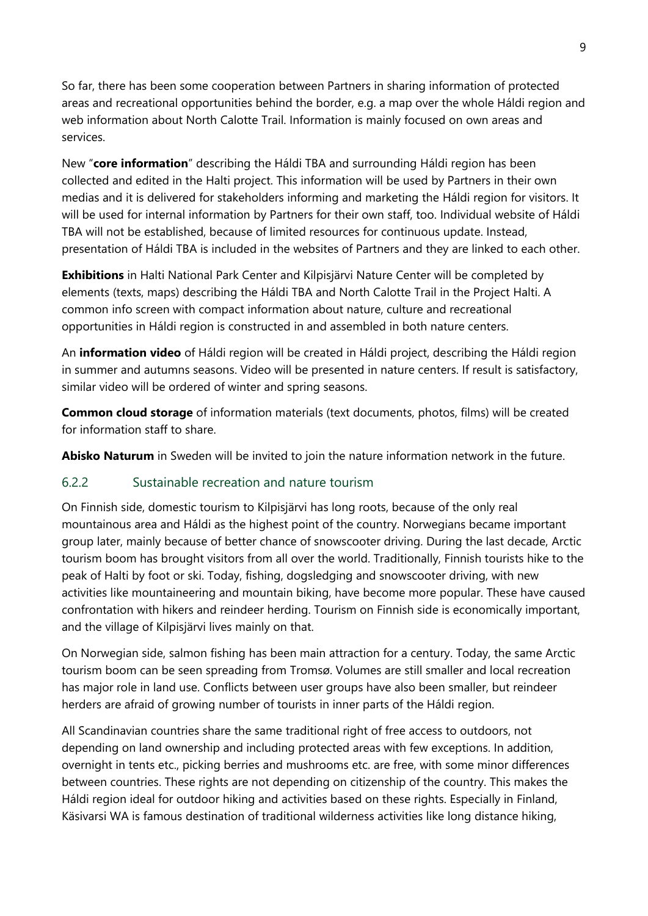So far, there has been some cooperation between Partners in sharing information of protected areas and recreational opportunities behind the border, e.g. a map over the whole Háldi region and web information about North Calotte Trail. Information is mainly focused on own areas and services.

New "**core information**" describing the Háldi TBA and surrounding Háldi region has been collected and edited in the Halti project. This information will be used by Partners in their own medias and it is delivered for stakeholders informing and marketing the Háldi region for visitors. It will be used for internal information by Partners for their own staff, too. Individual website of Háldi TBA will not be established, because of limited resources for continuous update. Instead, presentation of Háldi TBA is included in the websites of Partners and they are linked to each other.

**Exhibitions** in Halti National Park Center and Kilpisjärvi Nature Center will be completed by elements (texts, maps) describing the Háldi TBA and North Calotte Trail in the Project Halti. A common info screen with compact information about nature, culture and recreational opportunities in Háldi region is constructed in and assembled in both nature centers.

An **information video** of Háldi region will be created in Háldi project, describing the Háldi region in summer and autumns seasons. Video will be presented in nature centers. If result is satisfactory, similar video will be ordered of winter and spring seasons.

**Common cloud storage** of information materials (text documents, photos, films) will be created for information staff to share.

**Abisko Naturum** in Sweden will be invited to join the nature information network in the future.

### 6.2.2 Sustainable recreation and nature tourism

On Finnish side, domestic tourism to Kilpisjärvi has long roots, because of the only real mountainous area and Háldi as the highest point of the country. Norwegians became important group later, mainly because of better chance of snowscooter driving. During the last decade, Arctic tourism boom has brought visitors from all over the world. Traditionally, Finnish tourists hike to the peak of Halti by foot or ski. Today, fishing, dogsledging and snowscooter driving, with new activities like mountaineering and mountain biking, have become more popular. These have caused confrontation with hikers and reindeer herding. Tourism on Finnish side is economically important, and the village of Kilpisjärvi lives mainly on that.

On Norwegian side, salmon fishing has been main attraction for a century. Today, the same Arctic tourism boom can be seen spreading from Tromsø. Volumes are still smaller and local recreation has major role in land use. Conflicts between user groups have also been smaller, but reindeer herders are afraid of growing number of tourists in inner parts of the Háldi region.

All Scandinavian countries share the same traditional right of free access to outdoors, not depending on land ownership and including protected areas with few exceptions. In addition, overnight in tents etc., picking berries and mushrooms etc. are free, with some minor differences between countries. These rights are not depending on citizenship of the country. This makes the Háldi region ideal for outdoor hiking and activities based on these rights. Especially in Finland, Käsivarsi WA is famous destination of traditional wilderness activities like long distance hiking,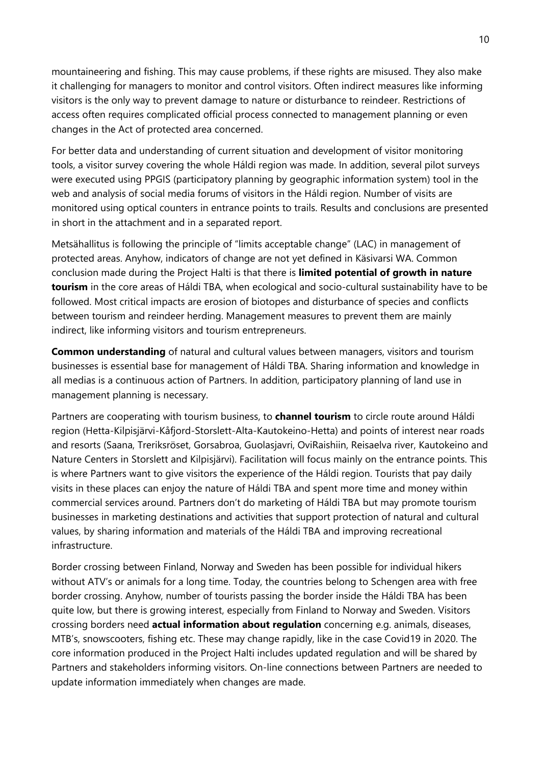mountaineering and fishing. This may cause problems, if these rights are misused. They also make it challenging for managers to monitor and control visitors. Often indirect measures like informing visitors is the only way to prevent damage to nature or disturbance to reindeer. Restrictions of access often requires complicated official process connected to management planning or even changes in the Act of protected area concerned.

For better data and understanding of current situation and development of visitor monitoring tools, a visitor survey covering the whole Háldi region was made. In addition, several pilot surveys were executed using PPGIS (participatory planning by geographic information system) tool in the web and analysis of social media forums of visitors in the Háldi region. Number of visits are monitored using optical counters in entrance points to trails. Results and conclusions are presented in short in the attachment and in a separated report.

Metsähallitus is following the principle of "limits acceptable change" (LAC) in management of protected areas. Anyhow, indicators of change are not yet defined in Käsivarsi WA. Common conclusion made during the Project Halti is that there is **limited potential of growth in nature tourism** in the core areas of Háldi TBA, when ecological and socio-cultural sustainability have to be followed. Most critical impacts are erosion of biotopes and disturbance of species and conflicts between tourism and reindeer herding. Management measures to prevent them are mainly indirect, like informing visitors and tourism entrepreneurs.

**Common understanding** of natural and cultural values between managers, visitors and tourism businesses is essential base for management of Háldi TBA. Sharing information and knowledge in all medias is a continuous action of Partners. In addition, participatory planning of land use in management planning is necessary.

Partners are cooperating with tourism business, to **channel tourism** to circle route around Háldi region (Hetta-Kilpisjärvi-Kåfjord-Storslett-Alta-Kautokeino-Hetta) and points of interest near roads and resorts (Saana, Treriksröset, Gorsabroa, Guolasjavri, OviRaishiin, Reisaelva river, Kautokeino and Nature Centers in Storslett and Kilpisjärvi). Facilitation will focus mainly on the entrance points. This is where Partners want to give visitors the experience of the Háldi region. Tourists that pay daily visits in these places can enjoy the nature of Háldi TBA and spent more time and money within commercial services around. Partners don't do marketing of Háldi TBA but may promote tourism businesses in marketing destinations and activities that support protection of natural and cultural values, by sharing information and materials of the Háldi TBA and improving recreational infrastructure.

Border crossing between Finland, Norway and Sweden has been possible for individual hikers without ATV's or animals for a long time. Today, the countries belong to Schengen area with free border crossing. Anyhow, number of tourists passing the border inside the Háldi TBA has been quite low, but there is growing interest, especially from Finland to Norway and Sweden. Visitors crossing borders need **actual information about regulation** concerning e.g. animals, diseases, MTB's, snowscooters, fishing etc. These may change rapidly, like in the case Covid19 in 2020. The core information produced in the Project Halti includes updated regulation and will be shared by Partners and stakeholders informing visitors. On-line connections between Partners are needed to update information immediately when changes are made.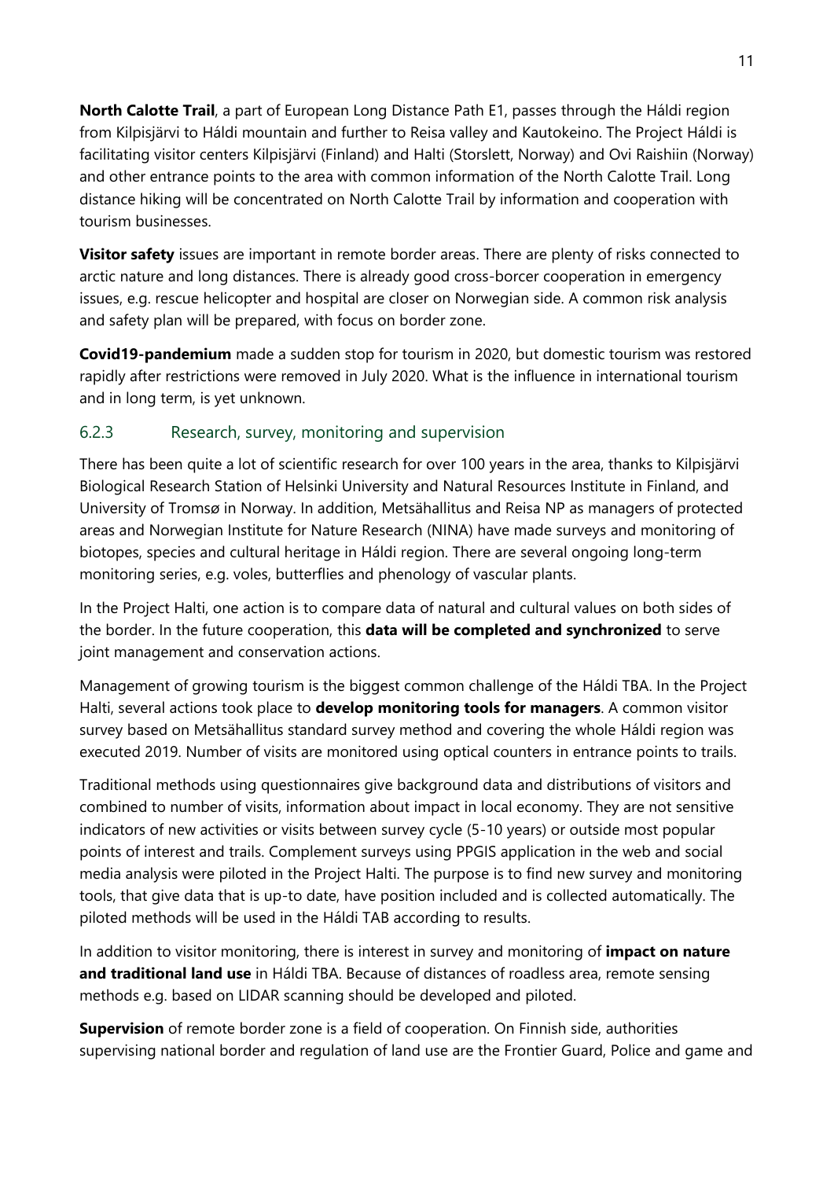**North Calotte Trail**, a part of European Long Distance Path E1, passes through the Háldi region from Kilpisjärvi to Háldi mountain and further to Reisa valley and Kautokeino. The Project Háldi is facilitating visitor centers Kilpisjärvi (Finland) and Halti (Storslett, Norway) and Ovi Raishiin (Norway) and other entrance points to the area with common information of the North Calotte Trail. Long distance hiking will be concentrated on North Calotte Trail by information and cooperation with tourism businesses.

**Visitor safety** issues are important in remote border areas. There are plenty of risks connected to arctic nature and long distances. There is already good cross-borcer cooperation in emergency issues, e.g. rescue helicopter and hospital are closer on Norwegian side. A common risk analysis and safety plan will be prepared, with focus on border zone.

**Covid19-pandemium** made a sudden stop for tourism in 2020, but domestic tourism was restored rapidly after restrictions were removed in July 2020. What is the influence in international tourism and in long term, is yet unknown.

### 6.2.3 Research, survey, monitoring and supervision

There has been quite a lot of scientific research for over 100 years in the area, thanks to Kilpisjärvi Biological Research Station of Helsinki University and Natural Resources Institute in Finland, and University of Tromsø in Norway. In addition, Metsähallitus and Reisa NP as managers of protected areas and Norwegian Institute for Nature Research (NINA) have made surveys and monitoring of biotopes, species and cultural heritage in Háldi region. There are several ongoing long-term monitoring series, e.g. voles, butterflies and phenology of vascular plants.

In the Project Halti, one action is to compare data of natural and cultural values on both sides of the border. In the future cooperation, this **data will be completed and synchronized** to serve joint management and conservation actions.

Management of growing tourism is the biggest common challenge of the Háldi TBA. In the Project Halti, several actions took place to **develop monitoring tools for managers**. A common visitor survey based on Metsähallitus standard survey method and covering the whole Háldi region was executed 2019. Number of visits are monitored using optical counters in entrance points to trails.

Traditional methods using questionnaires give background data and distributions of visitors and combined to number of visits, information about impact in local economy. They are not sensitive indicators of new activities or visits between survey cycle (5-10 years) or outside most popular points of interest and trails. Complement surveys using PPGIS application in the web and social media analysis were piloted in the Project Halti. The purpose is to find new survey and monitoring tools, that give data that is up-to date, have position included and is collected automatically. The piloted methods will be used in the Háldi TAB according to results.

In addition to visitor monitoring, there is interest in survey and monitoring of **impact on nature and traditional land use** in Háldi TBA. Because of distances of roadless area, remote sensing methods e.g. based on LIDAR scanning should be developed and piloted.

**Supervision** of remote border zone is a field of cooperation. On Finnish side, authorities supervising national border and regulation of land use are the Frontier Guard, Police and game and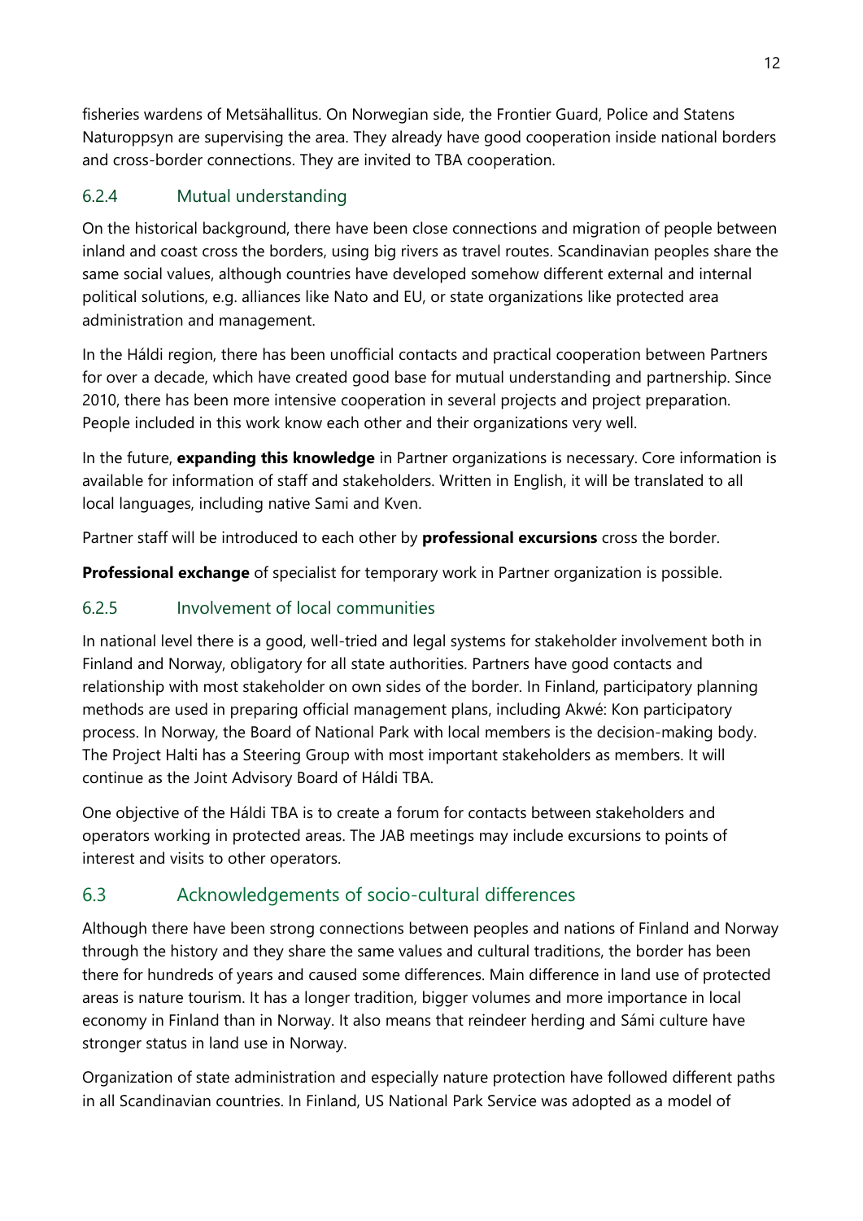fisheries wardens of Metsähallitus. On Norwegian side, the Frontier Guard, Police and Statens Naturoppsyn are supervising the area. They already have good cooperation inside national borders and cross-border connections. They are invited to TBA cooperation.

### 6.2.4 Mutual understanding

On the historical background, there have been close connections and migration of people between inland and coast cross the borders, using big rivers as travel routes. Scandinavian peoples share the same social values, although countries have developed somehow different external and internal political solutions, e.g. alliances like Nato and EU, or state organizations like protected area administration and management.

In the Háldi region, there has been unofficial contacts and practical cooperation between Partners for over a decade, which have created good base for mutual understanding and partnership. Since 2010, there has been more intensive cooperation in several projects and project preparation. People included in this work know each other and their organizations very well.

In the future, **expanding this knowledge** in Partner organizations is necessary. Core information is available for information of staff and stakeholders. Written in English, it will be translated to all local languages, including native Sami and Kven.

Partner staff will be introduced to each other by **professional excursions** cross the border.

**Professional exchange** of specialist for temporary work in Partner organization is possible.

### 6.2.5 Involvement of local communities

In national level there is a good, well-tried and legal systems for stakeholder involvement both in Finland and Norway, obligatory for all state authorities. Partners have good contacts and relationship with most stakeholder on own sides of the border. In Finland, participatory planning methods are used in preparing official management plans, including Akwé: Kon participatory process. In Norway, the Board of National Park with local members is the decision-making body. The Project Halti has a Steering Group with most important stakeholders as members. It will continue as the Joint Advisory Board of Háldi TBA.

One objective of the Háldi TBA is to create a forum for contacts between stakeholders and operators working in protected areas. The JAB meetings may include excursions to points of interest and visits to other operators.

## 6.3 Acknowledgements of socio-cultural differences

Although there have been strong connections between peoples and nations of Finland and Norway through the history and they share the same values and cultural traditions, the border has been there for hundreds of years and caused some differences. Main difference in land use of protected areas is nature tourism. It has a longer tradition, bigger volumes and more importance in local economy in Finland than in Norway. It also means that reindeer herding and Sámi culture have stronger status in land use in Norway.

Organization of state administration and especially nature protection have followed different paths in all Scandinavian countries. In Finland, US National Park Service was adopted as a model of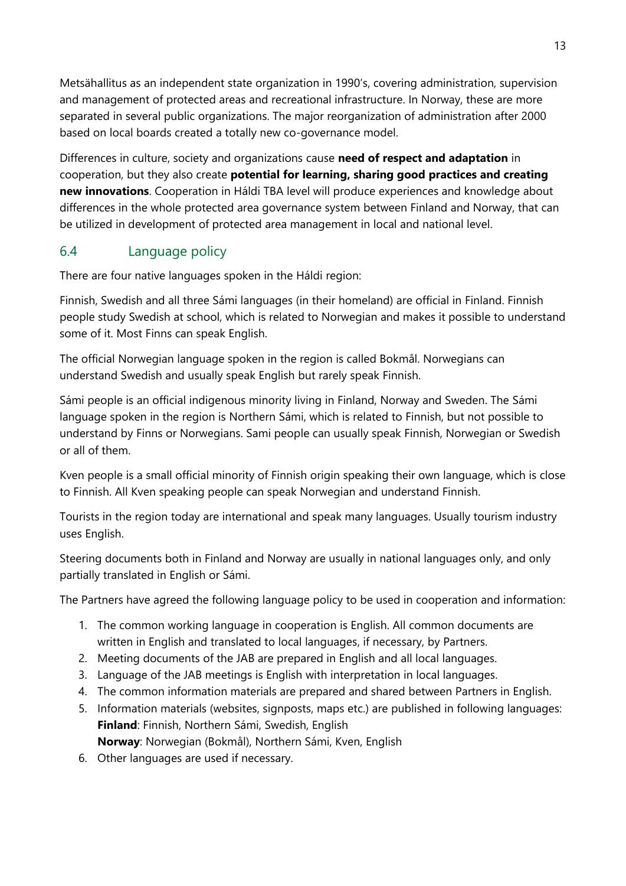Metsähallitus as an independent state organization in 1990's, covering administration, supervision and management of protected areas and recreational infrastructure. In Norway, these are more separated in several public organizations. The major reorganization of administration after 2000 based on local boards created a totally new co-governance model.

Differences in culture, society and organizations cause **need of respect and adaptation** in cooperation, but they also create **potential for learning, sharing good practices and creating new innovations**. Cooperation in Háldi TBA level will produce experiences and knowledge about differences in the whole protected area governance system between Finland and Norway, that can be utilized in development of protected area management in local and national level.

## 6.4 Language policy

There are four native languages spoken in the Háldi region:

Finnish, Swedish and all three Sámi languages (in their homeland) are official in Finland. Finnish people study Swedish at school, which is related to Norwegian and makes it possible to understand some of it. Most Finns can speak English.

The official Norwegian language spoken in the region is called Bokmål. Norwegians can understand Swedish and usually speak English but rarely speak Finnish.

Sámi people is an official indigenous minority living in Finland, Norway and Sweden. The Sámi language spoken in the region is Northern Sámi, which is related to Finnish, but not possible to understand by Finns or Norwegians. Sami people can usually speak Finnish, Norwegian or Swedish or all of them.

Kven people is a small official minority of Finnish origin speaking their own language, which is close to Finnish. All Kven speaking people can speak Norwegian and understand Finnish.

Tourists in the region today are international and speak many languages. Usually tourism industry uses English.

Steering documents both in Finland and Norway are usually in national languages only, and only partially translated in English or Sámi.

The Partners have agreed the following language policy to be used in cooperation and information:

1. The common working language in cooperation is English. All common documents are written in English and translated to local languages, if necessary, by Partners.
2. Meeting documents of the JAB are prepared in English and all local languages.
3. Language of the JAB meetings is English with interpretation in local languages.
4. The common information materials are prepared and shared between Partners in English.
5. Information materials (websites, signposts, maps etc.) are published in following languages:
   **Finland**: Finnish, Northern Sámi, Swedish, English
   **Norway**: Norwegian (Bokmål), Northern Sámi, Kven, English
6. Other languages are used if necessary.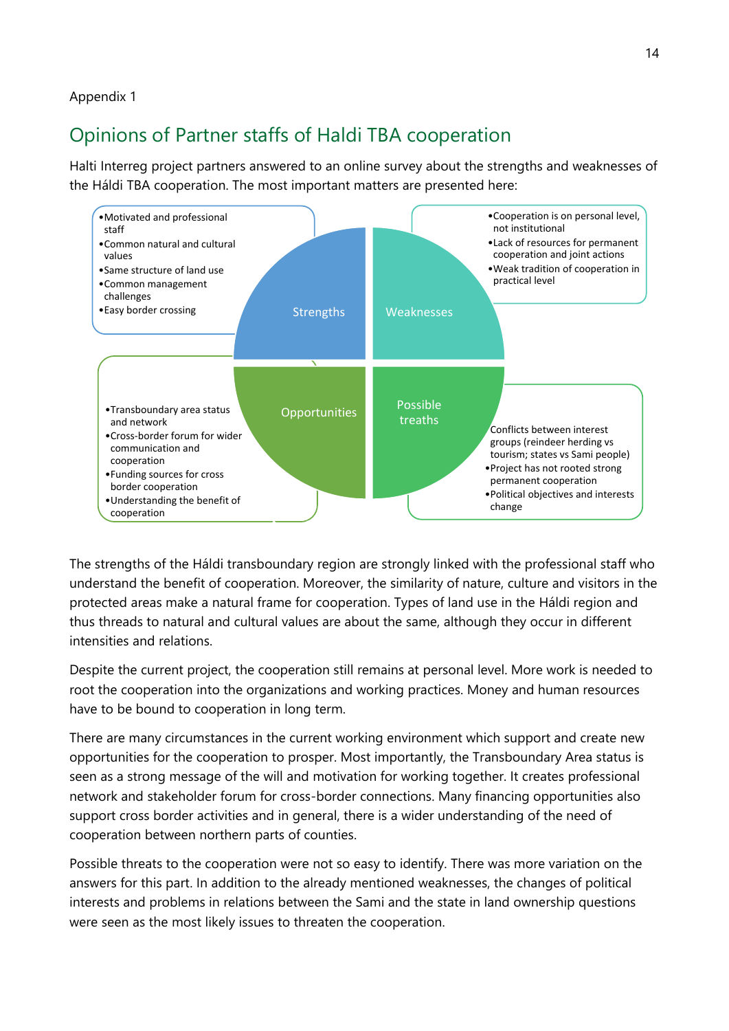Appendix 1

## Opinions of Partner staffs of Haldi TBA cooperation

Halti Interreg project partners answered to an online survey about the strengths and weaknesses of the Háldi TBA cooperation. The most important matters are presented here:

**Strengths**

- Motivated and professional staff
- Common natural and cultural values
- Same structure of land use
- Common management challenges
- Easy border crossing

**Weaknesses**

- Cooperation is on personal level, not institutional
- Lack of resources for permanent cooperation and joint actions
- Weak tradition of cooperation in practical level

**Opportunities**

- Transboundary area status and network
- Cross-border forum for wider communication and cooperation
- Funding sources for cross border cooperation
- Understanding the benefit of cooperation

**Possible treaths**

- Conflicts between interest groups (reindeer herding vs tourism; states vs Sami people)
- Project has not rooted strong permanent cooperation
- Political objectives and interests change

The strengths of the Háldi transboundary region are strongly linked with the professional staff who understand the benefit of cooperation. Moreover, the similarity of nature, culture and visitors in the protected areas make a natural frame for cooperation. Types of land use in the Háldi region and thus threads to natural and cultural values are about the same, although they occur in different intensities and relations.

Despite the current project, the cooperation still remains at personal level. More work is needed to root the cooperation into the organizations and working practices. Money and human resources have to be bound to cooperation in long term.

There are many circumstances in the current working environment which support and create new opportunities for the cooperation to prosper. Most importantly, the Transboundary Area status is seen as a strong message of the will and motivation for working together. It creates professional network and stakeholder forum for cross-border connections. Many financing opportunities also support cross border activities and in general, there is a wider understanding of the need of cooperation between northern parts of counties.

Possible threats to the cooperation were not so easy to identify. There was more variation on the answers for this part. In addition to the already mentioned weaknesses, the changes of political interests and problems in relations between the Sami and the state in land ownership questions were seen as the most likely issues to threaten the cooperation.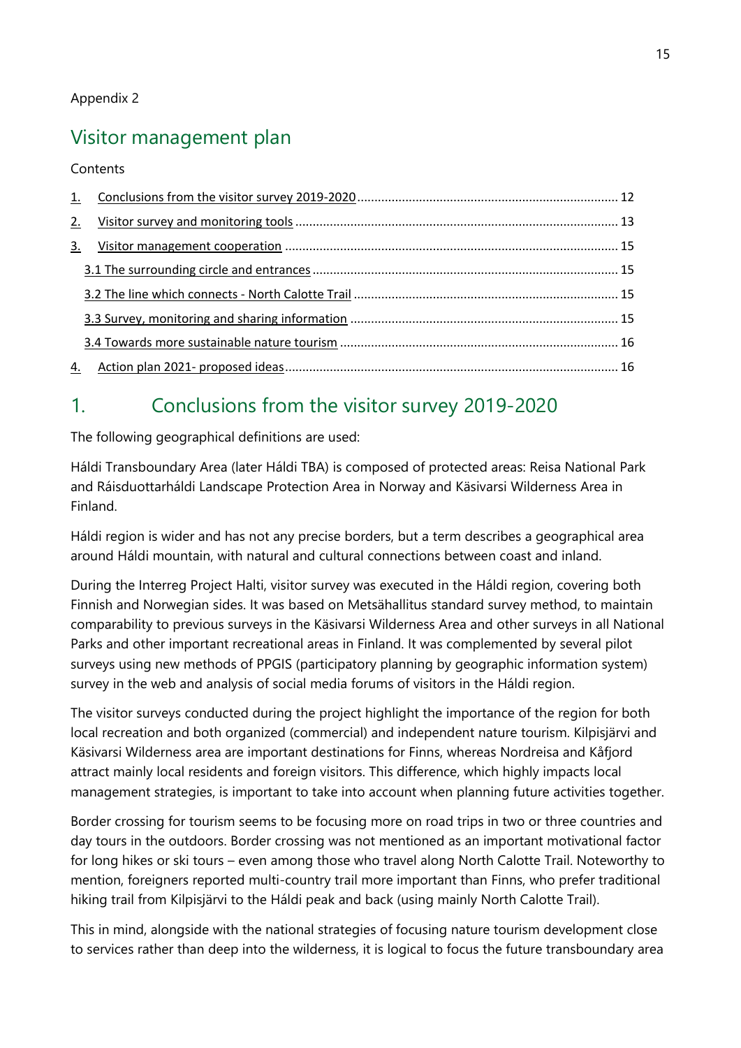Appendix 2

# Visitor management plan

Contents

1. Conclusions from the visitor survey 2019-2020 ........ 12
2. Visitor survey and monitoring tools ........ 13
3. Visitor management cooperation ........ 15
   - 3.1 The surrounding circle and entrances ........ 15
   - 3.2 The line which connects - North Calotte Trail ........ 15
   - 3.3 Survey, monitoring and sharing information ........ 15
   - 3.4 Towards more sustainable nature tourism ........ 16
4. Action plan 2021- proposed ideas ........ 16

## 1. Conclusions from the visitor survey 2019-2020

The following geographical definitions are used:

Háldi Transboundary Area (later Háldi TBA) is composed of protected areas: Reisa National Park and Ráisduottarháldi Landscape Protection Area in Norway and Käsivarsi Wilderness Area in Finland.

Háldi region is wider and has not any precise borders, but a term describes a geographical area around Háldi mountain, with natural and cultural connections between coast and inland.

During the Interreg Project Halti, visitor survey was executed in the Háldi region, covering both Finnish and Norwegian sides. It was based on Metsähallitus standard survey method, to maintain comparability to previous surveys in the Käsivarsi Wilderness Area and other surveys in all National Parks and other important recreational areas in Finland. It was complemented by several pilot surveys using new methods of PPGIS (participatory planning by geographic information system) survey in the web and analysis of social media forums of visitors in the Háldi region.

The visitor surveys conducted during the project highlight the importance of the region for both local recreation and both organized (commercial) and independent nature tourism. Kilpisjärvi and Käsivarsi Wilderness area are important destinations for Finns, whereas Nordreisa and Kåfjord attract mainly local residents and foreign visitors. This difference, which highly impacts local management strategies, is important to take into account when planning future activities together.

Border crossing for tourism seems to be focusing more on road trips in two or three countries and day tours in the outdoors. Border crossing was not mentioned as an important motivational factor for long hikes or ski tours – even among those who travel along North Calotte Trail. Noteworthy to mention, foreigners reported multi-country trail more important than Finns, who prefer traditional hiking trail from Kilpisjärvi to the Háldi peak and back (using mainly North Calotte Trail).

This in mind, alongside with the national strategies of focusing nature tourism development close to services rather than deep into the wilderness, it is logical to focus the future transboundary area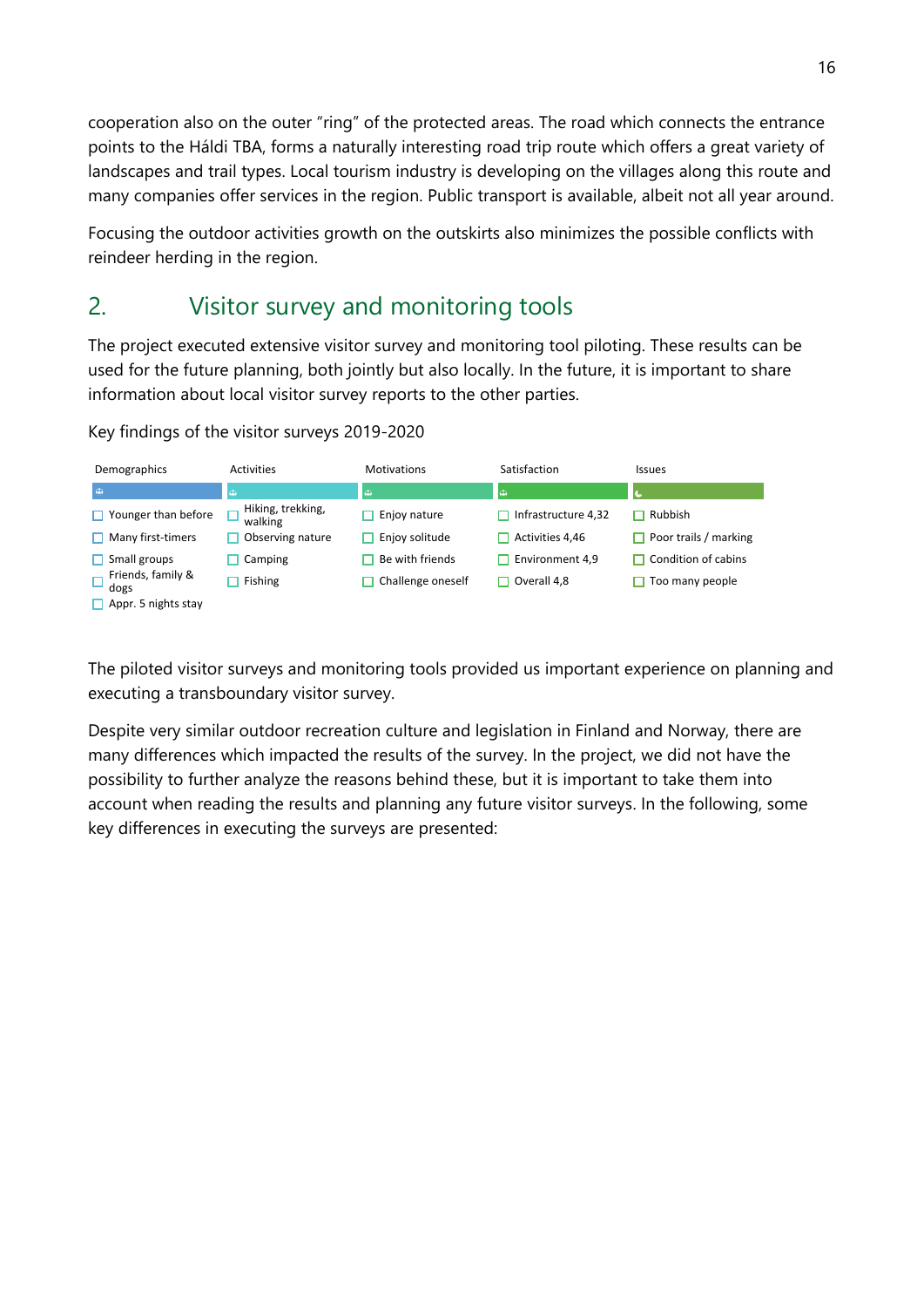cooperation also on the outer "ring" of the protected areas. The road which connects the entrance points to the Háldi TBA, forms a naturally interesting road trip route which offers a great variety of landscapes and trail types. Local tourism industry is developing on the villages along this route and many companies offer services in the region. Public transport is available, albeit not all year around.

Focusing the outdoor activities growth on the outskirts also minimizes the possible conflicts with reindeer herding in the region.

## 2. Visitor survey and monitoring tools

The project executed extensive visitor survey and monitoring tool piloting. These results can be used for the future planning, both jointly but also locally. In the future, it is important to share information about local visitor survey reports to the other parties.

Key findings of the visitor surveys 2019-2020

| Demographics | Activities | Motivations | Satisfaction | Issues |
|---|---|---|---|---|
| Younger than before | Hiking, trekking, walking | Enjoy nature | Infrastructure 4,32 | Rubbish |
| Many first-timers | Observing nature | Enjoy solitude | Activities 4,46 | Poor trails / marking |
| Small groups | Camping | Be with friends | Environment 4,9 | Condition of cabins |
| Friends, family & dogs | Fishing | Challenge oneself | Overall 4,8 | Too many people |
| Appr. 5 nights stay | | | | |

The piloted visitor surveys and monitoring tools provided us important experience on planning and executing a transboundary visitor survey.

Despite very similar outdoor recreation culture and legislation in Finland and Norway, there are many differences which impacted the results of the survey. In the project, we did not have the possibility to further analyze the reasons behind these, but it is important to take them into account when reading the results and planning any future visitor surveys. In the following, some key differences in executing the surveys are presented: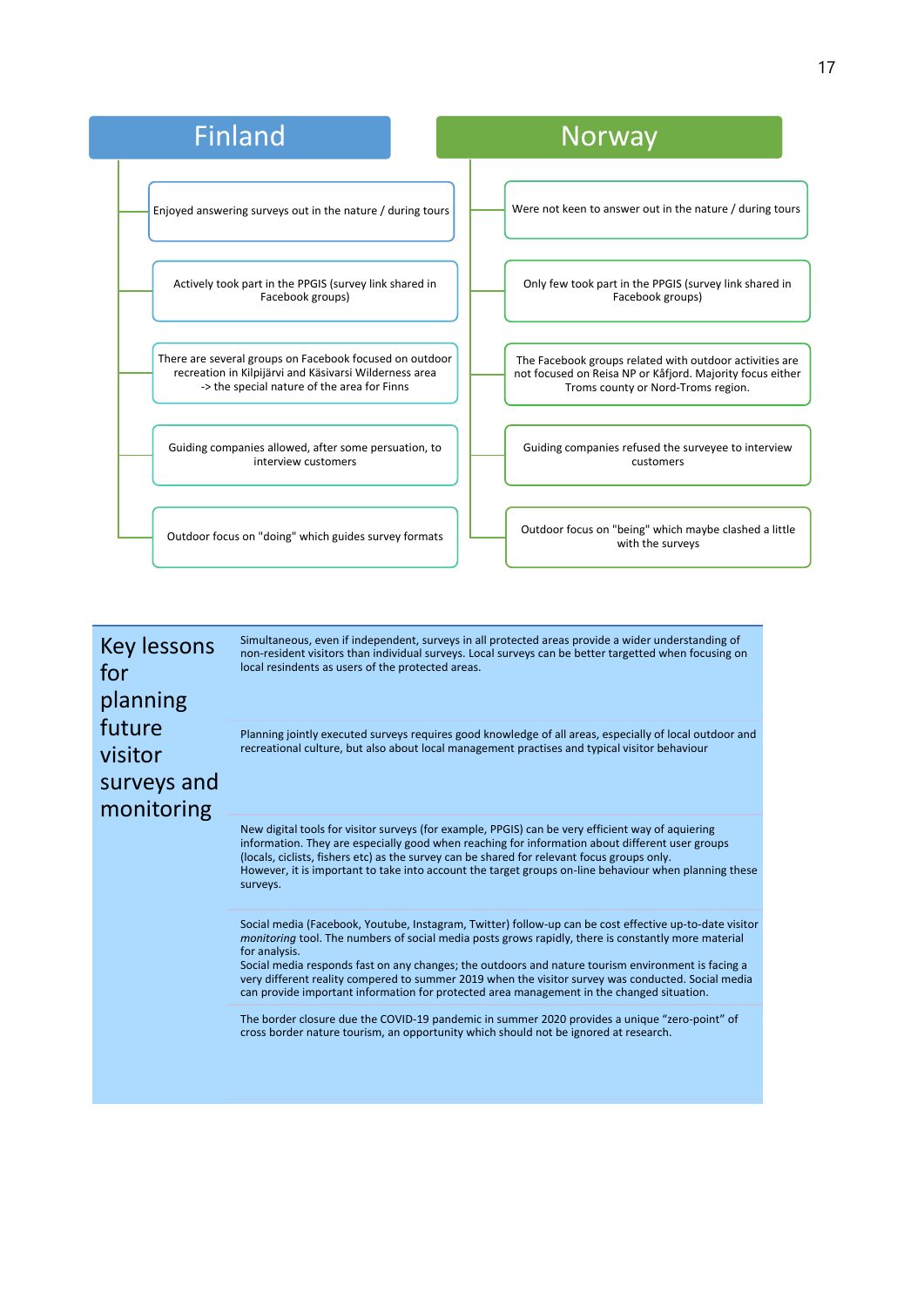| Finland | Norway |
| --- | --- |
| Enjoyed answering surveys out in the nature / during tours | Were not keen to answer out in the nature / during tours |
| Actively took part in the PPGIS (survey link shared in Facebook groups) | Only few took part in the PPGIS (survey link shared in Facebook groups) |
| There are several groups on Facebook focused on outdoor recreation in Kilpijärvi and Käsivarsi Wilderness area -> the special nature of the area for Finns | The Facebook groups related with outdoor activities are not focused on Reisa NP or Kåfjord. Majority focus either Troms county or Nord-Troms region. |
| Guiding companies allowed, after some persuation, to interview customers | Guiding companies refused the surveyee to interview customers |
| Outdoor focus on "doing" which guides survey formats | Outdoor focus on "being" which maybe clashed a little with the surveys |

## Key lessons for planning future visitor surveys and monitoring

Simultaneous, even if independent, surveys in all protected areas provide a wider understanding of non-resident visitors than individual surveys. Local surveys can be better targetted when focusing on local resindents as users of the protected areas.

Planning jointly executed surveys requires good knowledge of all areas, especially of local outdoor and recreational culture, but also about local management practises and typical visitor behaviour

New digital tools for visitor surveys (for example, PPGIS) can be very efficient way of aquiering information. They are especially good when reaching for information about different user groups (locals, ciclists, fishers etc) as the survey can be shared for relevant focus groups only.
However, it is important to take into account the target groups on-line behaviour when planning these surveys.

Social media (Facebook, Youtube, Instagram, Twitter) follow-up can be cost effective up-to-date visitor *monitoring* tool. The numbers of social media posts grows rapidly, there is constantly more material for analysis.
Social media responds fast on any changes; the outdoors and nature tourism environment is facing a very different reality compared to summer 2019 when the visitor survey was conducted. Social media can provide important information for protected area management in the changed situation.

The border closure due the COVID-19 pandemic in summer 2020 provides a unique "zero-point" of cross border nature tourism, an opportunity which should not be ignored at research.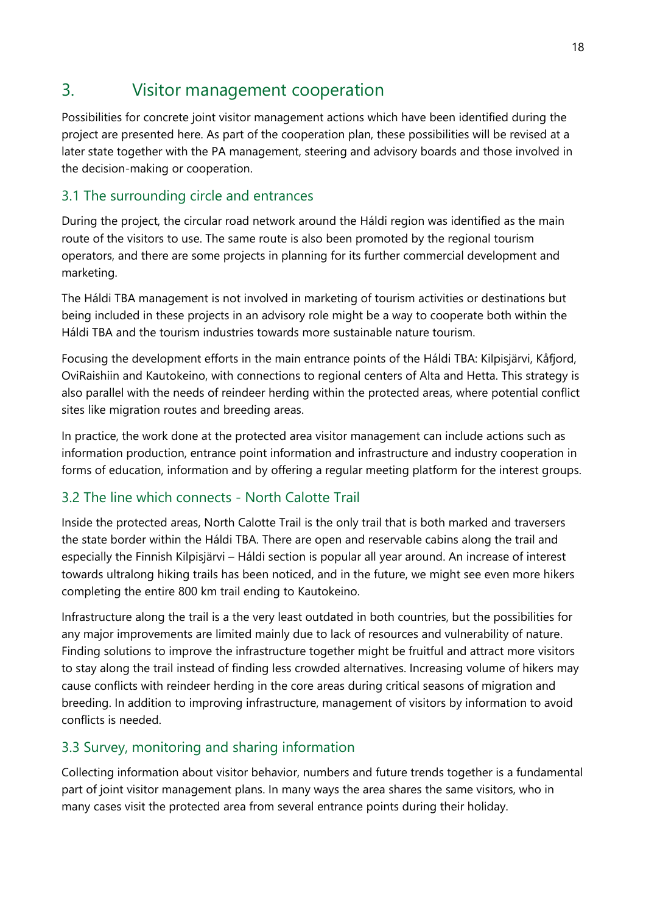# 3. Visitor management cooperation

Possibilities for concrete joint visitor management actions which have been identified during the project are presented here. As part of the cooperation plan, these possibilities will be revised at a later state together with the PA management, steering and advisory boards and those involved in the decision-making or cooperation.

## 3.1 The surrounding circle and entrances

During the project, the circular road network around the Háldi region was identified as the main route of the visitors to use. The same route is also been promoted by the regional tourism operators, and there are some projects in planning for its further commercial development and marketing.

The Háldi TBA management is not involved in marketing of tourism activities or destinations but being included in these projects in an advisory role might be a way to cooperate both within the Háldi TBA and the tourism industries towards more sustainable nature tourism.

Focusing the development efforts in the main entrance points of the Háldi TBA: Kilpisjärvi, Kåfjord, OviRaishiin and Kautokeino, with connections to regional centers of Alta and Hetta. This strategy is also parallel with the needs of reindeer herding within the protected areas, where potential conflict sites like migration routes and breeding areas.

In practice, the work done at the protected area visitor management can include actions such as information production, entrance point information and infrastructure and industry cooperation in forms of education, information and by offering a regular meeting platform for the interest groups.

## 3.2 The line which connects - North Calotte Trail

Inside the protected areas, North Calotte Trail is the only trail that is both marked and traversers the state border within the Háldi TBA. There are open and reservable cabins along the trail and especially the Finnish Kilpisjärvi – Háldi section is popular all year around. An increase of interest towards ultralong hiking trails has been noticed, and in the future, we might see even more hikers completing the entire 800 km trail ending to Kautokeino.

Infrastructure along the trail is a the very least outdated in both countries, but the possibilities for any major improvements are limited mainly due to lack of resources and vulnerability of nature. Finding solutions to improve the infrastructure together might be fruitful and attract more visitors to stay along the trail instead of finding less crowded alternatives. Increasing volume of hikers may cause conflicts with reindeer herding in the core areas during critical seasons of migration and breeding. In addition to improving infrastructure, management of visitors by information to avoid conflicts is needed.

## 3.3 Survey, monitoring and sharing information

Collecting information about visitor behavior, numbers and future trends together is a fundamental part of joint visitor management plans. In many ways the area shares the same visitors, who in many cases visit the protected area from several entrance points during their holiday.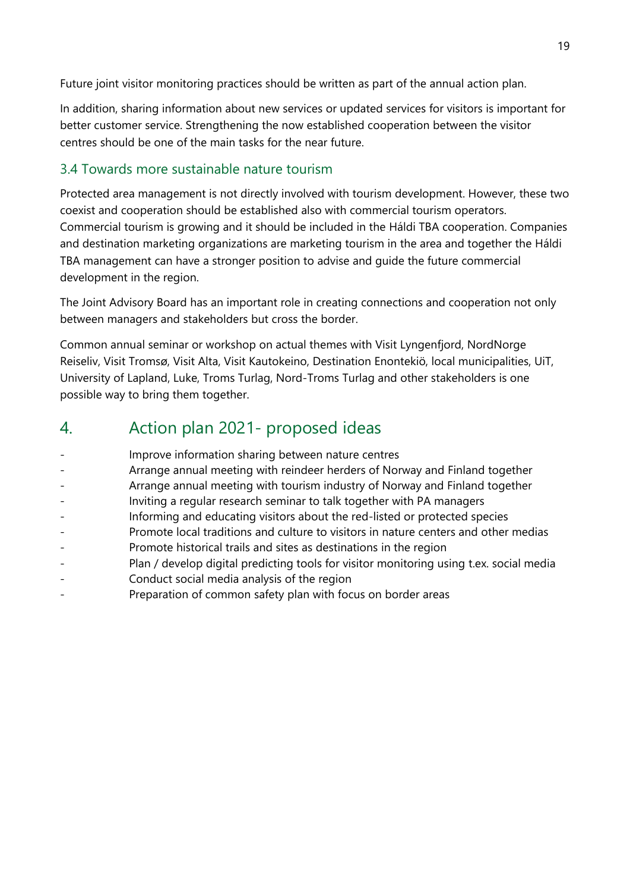Future joint visitor monitoring practices should be written as part of the annual action plan.

In addition, sharing information about new services or updated services for visitors is important for better customer service. Strengthening the now established cooperation between the visitor centres should be one of the main tasks for the near future.

### 3.4 Towards more sustainable nature tourism

Protected area management is not directly involved with tourism development. However, these two coexist and cooperation should be established also with commercial tourism operators. Commercial tourism is growing and it should be included in the Háldi TBA cooperation. Companies and destination marketing organizations are marketing tourism in the area and together the Háldi TBA management can have a stronger position to advise and guide the future commercial development in the region.

The Joint Advisory Board has an important role in creating connections and cooperation not only between managers and stakeholders but cross the border.

Common annual seminar or workshop on actual themes with Visit Lyngenfjord, NordNorge Reiseliv, Visit Tromsø, Visit Alta, Visit Kautokeino, Destination Enontekiö, local municipalities, UiT, University of Lapland, Luke, Troms Turlag, Nord-Troms Turlag and other stakeholders is one possible way to bring them together.

## 4. Action plan 2021- proposed ideas

- Improve information sharing between nature centres
- Arrange annual meeting with reindeer herders of Norway and Finland together
- Arrange annual meeting with tourism industry of Norway and Finland together
- Inviting a regular research seminar to talk together with PA managers
- Informing and educating visitors about the red-listed or protected species
- Promote local traditions and culture to visitors in nature centers and other medias
- Promote historical trails and sites as destinations in the region
- Plan / develop digital predicting tools for visitor monitoring using t.ex. social media
- Conduct social media analysis of the region
- Preparation of common safety plan with focus on border areas